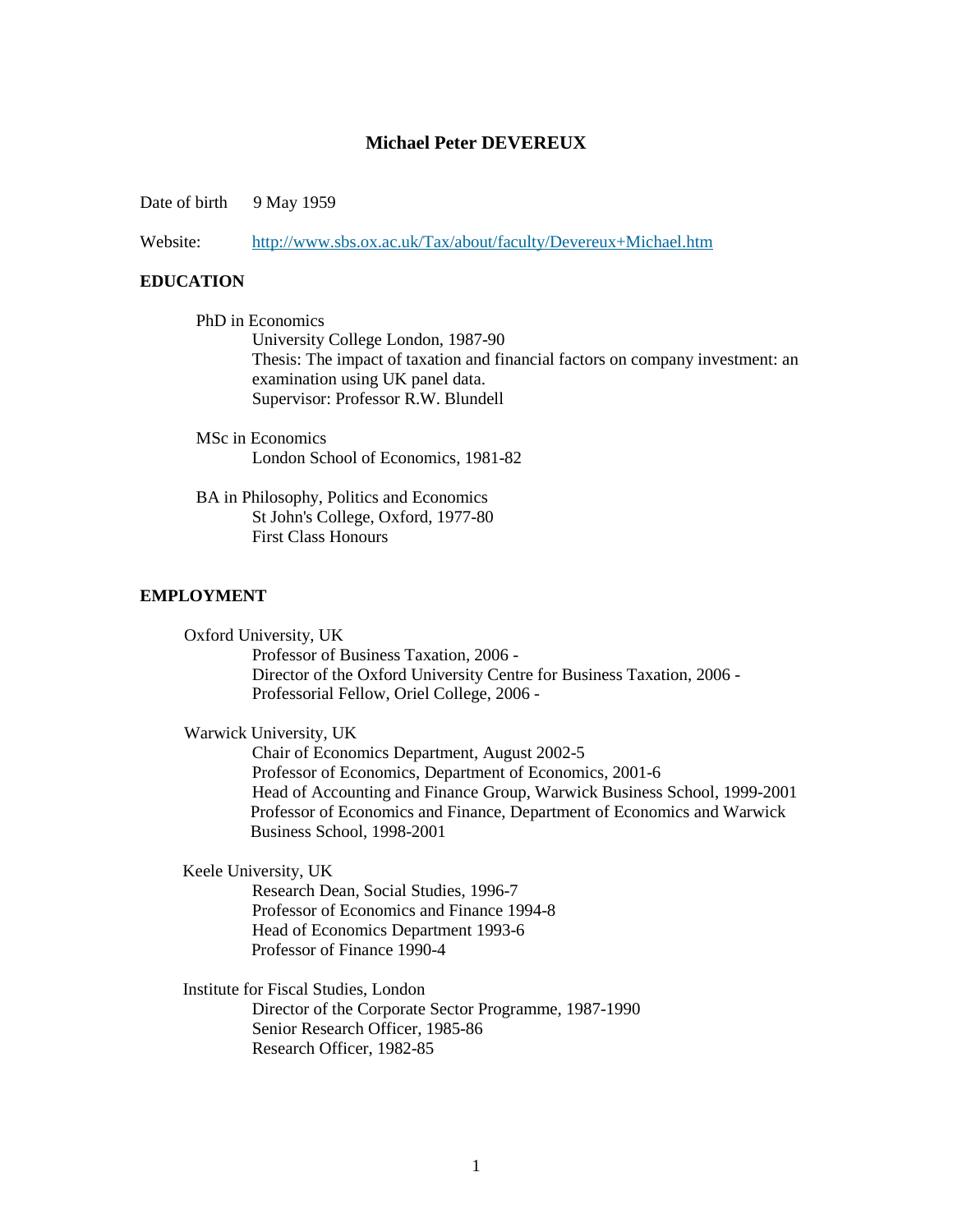# Michael Peter DEVEREUX

Date of birth 9 May 1959

Website: [http://www.sbs.ox.ac.uk/Tax/about/faculty/Devereux+Michael.htm](http://www.sbs.ox.ac.uk/Tax/about/faculty/Devereux+Michael.htm)

## EDUCATION

PhD in Economics
University College London, 1987-90
Thesis: The impact of taxation and financial factors on company investment: an examination using UK panel data.
Supervisor: Professor R.W. Blundell

MSc in Economics
London School of Economics, 1981-82

BA in Philosophy, Politics and Economics
St John's College, Oxford, 1977-80
First Class Honours

## EMPLOYMENT

Oxford University, UK
Professor of Business Taxation, 2006 -
Director of the Oxford University Centre for Business Taxation, 2006 -
Professorial Fellow, Oriel College, 2006 -

Warwick University, UK
Chair of Economics Department, August 2002-5
Professor of Economics, Department of Economics, 2001-6
Head of Accounting and Finance Group, Warwick Business School, 1999-2001
Professor of Economics and Finance, Department of Economics and Warwick Business School, 1998-2001

Keele University, UK
Research Dean, Social Studies, 1996-7
Professor of Economics and Finance 1994-8
Head of Economics Department 1993-6
Professor of Finance 1990-4

Institute for Fiscal Studies, London
Director of the Corporate Sector Programme, 1987-1990
Senior Research Officer, 1985-86
Research Officer, 1982-85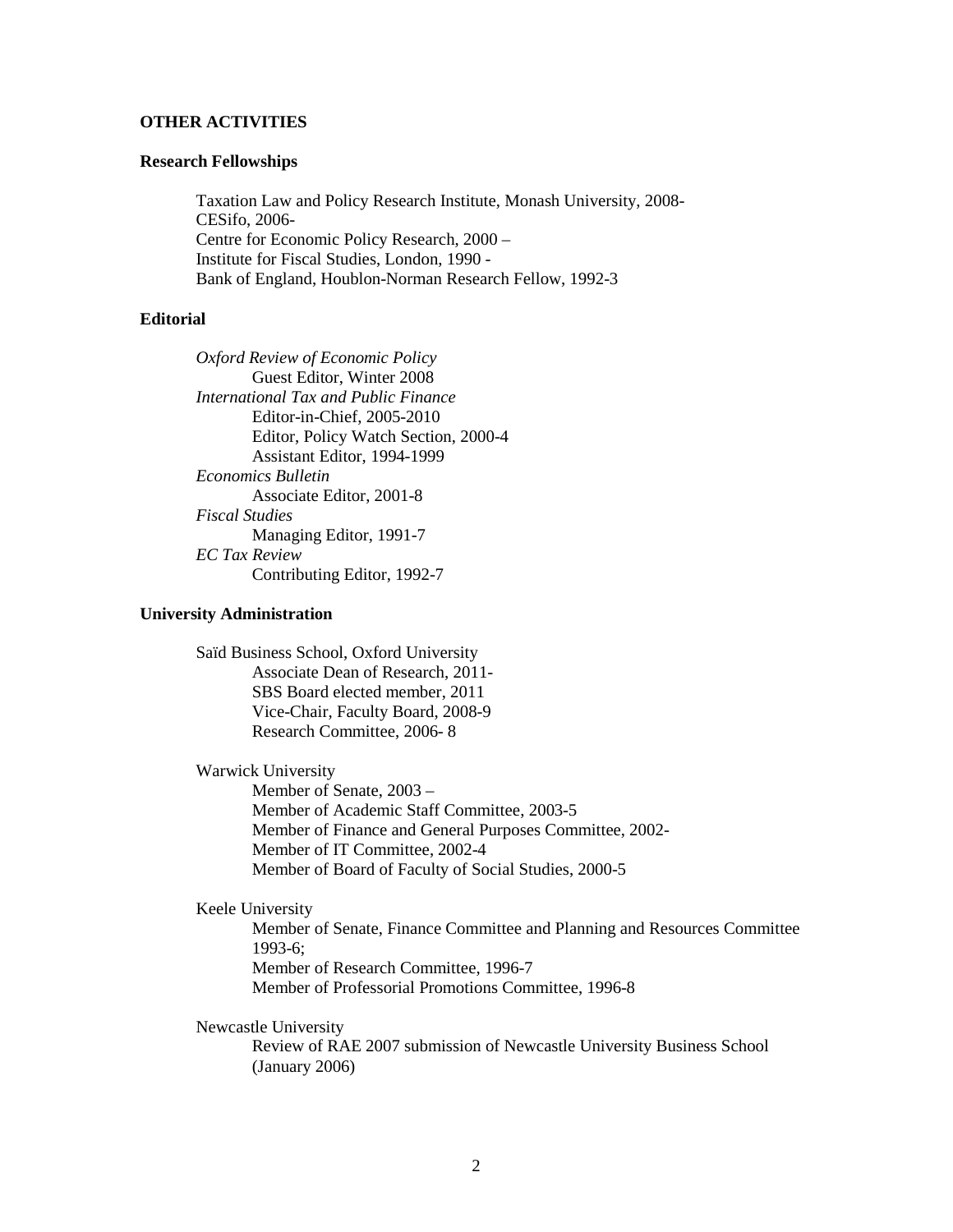## OTHER ACTIVITIES

### Research Fellowships

Taxation Law and Policy Research Institute, Monash University, 2008-
CESifo, 2006-
Centre for Economic Policy Research, 2000 –
Institute for Fiscal Studies, London, 1990 -
Bank of England, Houblon-Norman Research Fellow, 1992-3

### Editorial

*Oxford Review of Economic Policy*
- Guest Editor, Winter 2008

*International Tax and Public Finance*
- Editor-in-Chief, 2005-2010
- Editor, Policy Watch Section, 2000-4
- Assistant Editor, 1994-1999

*Economics Bulletin*
- Associate Editor, 2001-8

*Fiscal Studies*
- Managing Editor, 1991-7

*EC Tax Review*
- Contributing Editor, 1992-7

### University Administration

Saïd Business School, Oxford University
- Associate Dean of Research, 2011-
- SBS Board elected member, 2011
- Vice-Chair, Faculty Board, 2008-9
- Research Committee, 2006- 8

Warwick University
- Member of Senate, 2003 –
- Member of Academic Staff Committee, 2003-5
- Member of Finance and General Purposes Committee, 2002-
- Member of IT Committee, 2002-4
- Member of Board of Faculty of Social Studies, 2000-5

Keele University
- Member of Senate, Finance Committee and Planning and Resources Committee 1993-6;
- Member of Research Committee, 1996-7
- Member of Professorial Promotions Committee, 1996-8

Newcastle University
- Review of RAE 2007 submission of Newcastle University Business School (January 2006)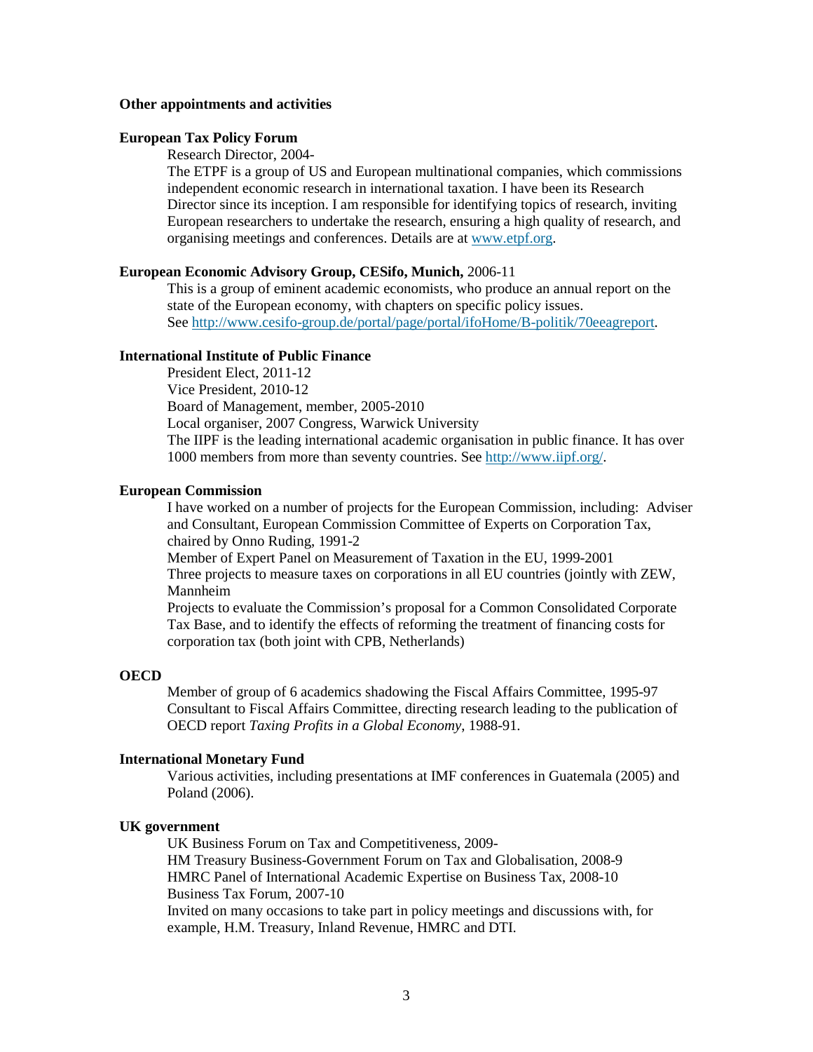### Other appointments and activities

**European Tax Policy Forum**

Research Director, 2004-

The ETPF is a group of US and European multinational companies, which commissions independent economic research in international taxation. I have been its Research Director since its inception. I am responsible for identifying topics of research, inviting European researchers to undertake the research, ensuring a high quality of research, and organising meetings and conferences. Details are at [www.etpf.org](http://www.etpf.org).

**European Economic Advisory Group, CESifo, Munich,** 2006-11

This is a group of eminent academic economists, who produce an annual report on the state of the European economy, with chapters on specific policy issues. See [http://www.cesifo-group.de/portal/page/portal/ifoHome/B-politik/70eeagreport](http://www.cesifo-group.de/portal/page/portal/ifoHome/B-politik/70eeagreport).

**International Institute of Public Finance**

President Elect, 2011-12
Vice President, 2010-12
Board of Management, member, 2005-2010
Local organiser, 2007 Congress, Warwick University
The IIPF is the leading international academic organisation in public finance. It has over 1000 members from more than seventy countries. See [http://www.iipf.org/](http://www.iipf.org/).

**European Commission**

I have worked on a number of projects for the European Commission, including: Adviser and Consultant, European Commission Committee of Experts on Corporation Tax, chaired by Onno Ruding, 1991-2
Member of Expert Panel on Measurement of Taxation in the EU, 1999-2001
Three projects to measure taxes on corporations in all EU countries (jointly with ZEW, Mannheim
Projects to evaluate the Commission's proposal for a Common Consolidated Corporate Tax Base, and to identify the effects of reforming the treatment of financing costs for corporation tax (both joint with CPB, Netherlands)

**OECD**

Member of group of 6 academics shadowing the Fiscal Affairs Committee, 1995-97
Consultant to Fiscal Affairs Committee, directing research leading to the publication of OECD report *Taxing Profits in a Global Economy*, 1988-91.

**International Monetary Fund**

Various activities, including presentations at IMF conferences in Guatemala (2005) and Poland (2006).

**UK government**

UK Business Forum on Tax and Competitiveness, 2009-
HM Treasury Business-Government Forum on Tax and Globalisation, 2008-9
HMRC Panel of International Academic Expertise on Business Tax, 2008-10
Business Tax Forum, 2007-10
Invited on many occasions to take part in policy meetings and discussions with, for example, H.M. Treasury, Inland Revenue, HMRC and DTI.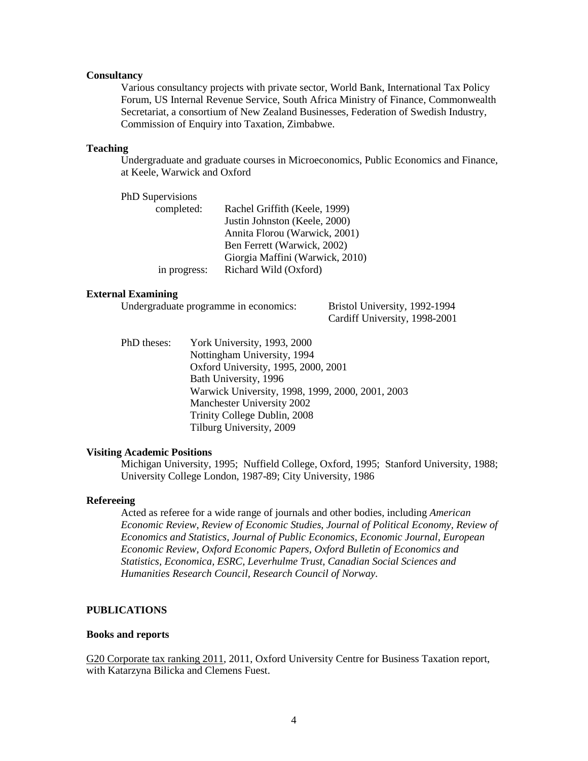**Consultancy**

Various consultancy projects with private sector, World Bank, International Tax Policy Forum, US Internal Revenue Service, South Africa Ministry of Finance, Commonwealth Secretariat, a consortium of New Zealand Businesses, Federation of Swedish Industry, Commission of Enquiry into Taxation, Zimbabwe.

**Teaching**

Undergraduate and graduate courses in Microeconomics, Public Economics and Finance, at Keele, Warwick and Oxford

PhD Supervisions

| | |
|---|---|
| completed: | Rachel Griffith (Keele, 1999) |
| | Justin Johnston (Keele, 2000) |
| | Annita Florou (Warwick, 2001) |
| | Ben Ferrett (Warwick, 2002) |
| | Giorgia Maffini (Warwick, 2010) |
| in progress: | Richard Wild (Oxford) |

**External Examining**

| | |
|---|---|
| Undergraduate programme in economics: | Bristol University, 1992-1994 |
| | Cardiff University, 1998-2001 |

| | |
|---|---|
| PhD theses: | York University, 1993, 2000 |
| | Nottingham University, 1994 |
| | Oxford University, 1995, 2000, 2001 |
| | Bath University, 1996 |
| | Warwick University, 1998, 1999, 2000, 2001, 2003 |
| | Manchester University 2002 |
| | Trinity College Dublin, 2008 |
| | Tilburg University, 2009 |

**Visiting Academic Positions**

Michigan University, 1995; Nuffield College, Oxford, 1995; Stanford University, 1988; University College London, 1987-89; City University, 1986

**Refereeing**

Acted as referee for a wide range of journals and other bodies, including *American Economic Review*, *Review of Economic Studies*, *Journal of Political Economy, Review of Economics and Statistics, Journal of Public Economics, Economic Journal, European Economic Review, Oxford Economic Papers, Oxford Bulletin of Economics and Statistics, Economica, ESRC, Leverhulme Trust, Canadian Social Sciences and Humanities Research Council, Research Council of Norway*.

## PUBLICATIONS

**Books and reports**

G20 Corporate tax ranking 2011, 2011, Oxford University Centre for Business Taxation report, with Katarzyna Bilicka and Clemens Fuest.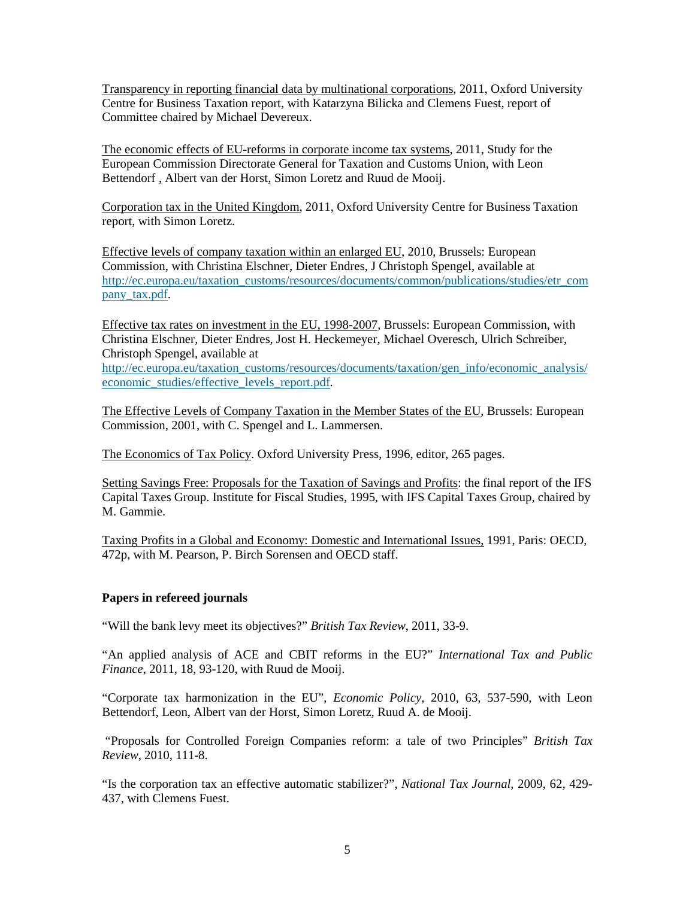<u>Transparency in reporting financial data by multinational corporations</u>, 2011, Oxford University Centre for Business Taxation report, with Katarzyna Bilicka and Clemens Fuest, report of Committee chaired by Michael Devereux.

<u>The economic effects of EU-reforms in corporate income tax systems</u>, 2011, Study for the European Commission Directorate General for Taxation and Customs Union, with Leon Bettendorf , Albert van der Horst, Simon Loretz and Ruud de Mooij.

<u>Corporation tax in the United Kingdom</u>, 2011, Oxford University Centre for Business Taxation report, with Simon Loretz.

<u>Effective levels of company taxation within an enlarged EU</u>, 2010, Brussels: European Commission, with Christina Elschner, Dieter Endres, J Christoph Spengel, available at http://ec.europa.eu/taxation_customs/resources/documents/common/publications/studies/etr_company_tax.pdf.

<u>Effective tax rates on investment in the EU, 1998-2007</u>, Brussels: European Commission, with Christina Elschner, Dieter Endres, Jost H. Heckemeyer, Michael Overesch, Ulrich Schreiber, Christoph Spengel, available at http://ec.europa.eu/taxation_customs/resources/documents/taxation/gen_info/economic_analysis/economic_studies/effective_levels_report.pdf.

<u>The Effective Levels of Company Taxation in the Member States of the EU</u>, Brussels: European Commission, 2001, with C. Spengel and L. Lammersen.

<u>The Economics of Tax Policy</u>. Oxford University Press, 1996, editor, 265 pages.

<u>Setting Savings Free: Proposals for the Taxation of Savings and Profits</u>: the final report of the IFS Capital Taxes Group. Institute for Fiscal Studies, 1995, with IFS Capital Taxes Group, chaired by M. Gammie.

<u>Taxing Profits in a Global and Economy: Domestic and International Issues,</u> 1991, Paris: OECD, 472p, with M. Pearson, P. Birch Sorensen and OECD staff.

**Papers in refereed journals**

"Will the bank levy meet its objectives?" *British Tax Review*, 2011, 33-9.

"An applied analysis of ACE and CBIT reforms in the EU?" *International Tax and Public Finance*, 2011, 18, 93-120, with Ruud de Mooij.

"Corporate tax harmonization in the EU", *Economic Policy*, 2010, 63, 537-590, with Leon Bettendorf, Leon, Albert van der Horst, Simon Loretz, Ruud A. de Mooij.

"Proposals for Controlled Foreign Companies reform: a tale of two Principles" *British Tax Review*, 2010, 111-8.

"Is the corporation tax an effective automatic stabilizer?", *National Tax Journal*, 2009, 62, 429-437, with Clemens Fuest.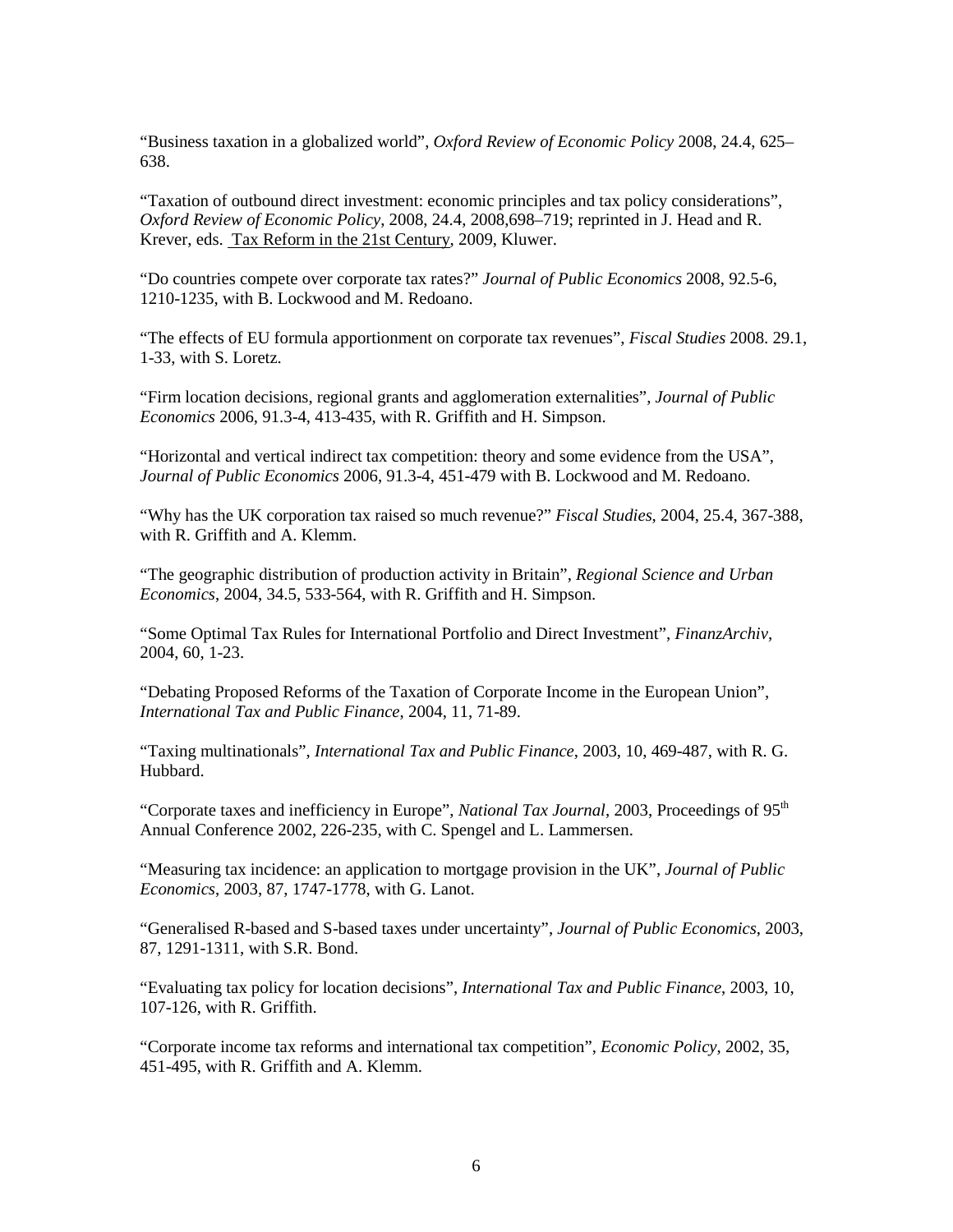"Business taxation in a globalized world", *Oxford Review of Economic Policy* 2008, 24.4, 625–638.

"Taxation of outbound direct investment: economic principles and tax policy considerations", *Oxford Review of Economic Policy*, 2008, 24.4, 2008,698–719; reprinted in J. Head and R. Krever, eds. Tax Reform in the 21st Century, 2009, Kluwer.

"Do countries compete over corporate tax rates?" *Journal of Public Economics* 2008, 92.5-6, 1210-1235, with B. Lockwood and M. Redoano.

"The effects of EU formula apportionment on corporate tax revenues", *Fiscal Studies* 2008. 29.1, 1-33, with S. Loretz.

"Firm location decisions, regional grants and agglomeration externalities", *Journal of Public Economics* 2006, 91.3-4, 413-435, with R. Griffith and H. Simpson.

"Horizontal and vertical indirect tax competition: theory and some evidence from the USA", *Journal of Public Economics* 2006, 91.3-4, 451-479 with B. Lockwood and M. Redoano.

"Why has the UK corporation tax raised so much revenue?" *Fiscal Studies*, 2004, 25.4, 367-388, with R. Griffith and A. Klemm.

"The geographic distribution of production activity in Britain", *Regional Science and Urban Economics*, 2004, 34.5, 533-564, with R. Griffith and H. Simpson.

"Some Optimal Tax Rules for International Portfolio and Direct Investment", *FinanzArchiv*, 2004, 60, 1-23.

"Debating Proposed Reforms of the Taxation of Corporate Income in the European Union", *International Tax and Public Finance*, 2004, 11, 71-89.

"Taxing multinationals", *International Tax and Public Finance*, 2003, 10, 469-487, with R. G. Hubbard.

"Corporate taxes and inefficiency in Europe", *National Tax Journal*, 2003, Proceedings of 95th Annual Conference 2002, 226-235, with C. Spengel and L. Lammersen.

"Measuring tax incidence: an application to mortgage provision in the UK", *Journal of Public Economics*, 2003, 87, 1747-1778, with G. Lanot.

"Generalised R-based and S-based taxes under uncertainty", *Journal of Public Economics*, 2003, 87, 1291-1311, with S.R. Bond.

"Evaluating tax policy for location decisions", *International Tax and Public Finance*, 2003, 10, 107-126, with R. Griffith.

"Corporate income tax reforms and international tax competition", *Economic Policy*, 2002, 35, 451-495, with R. Griffith and A. Klemm.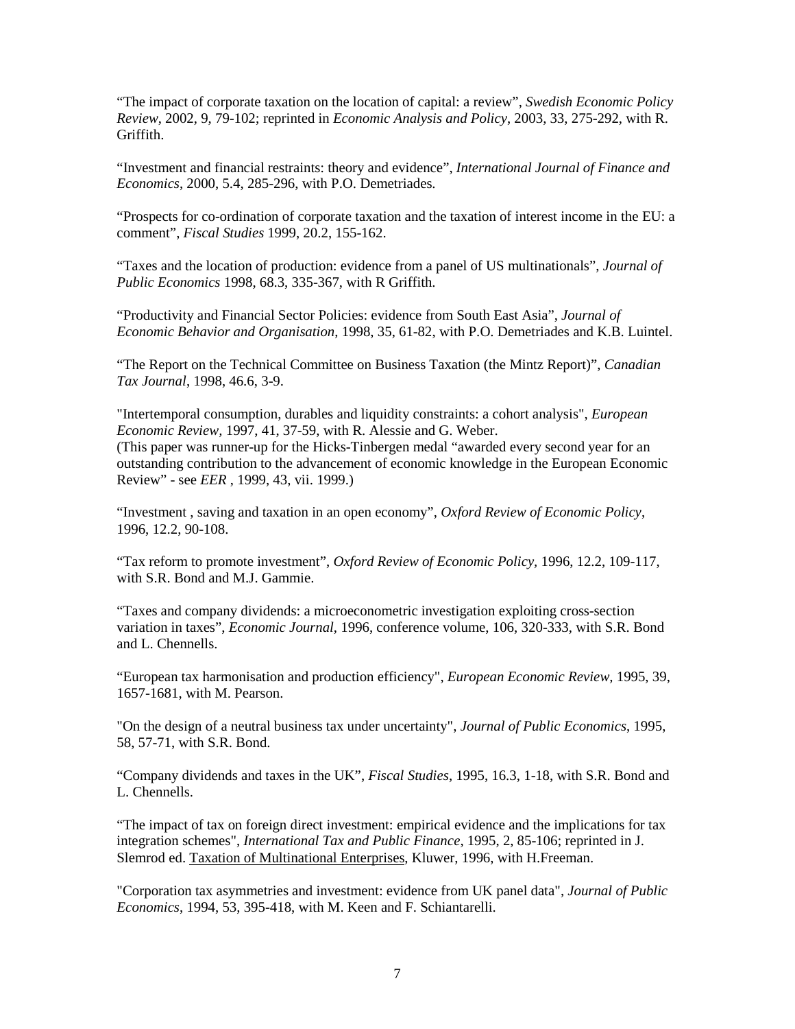"The impact of corporate taxation on the location of capital: a review", *Swedish Economic Policy Review*, 2002, 9, 79-102; reprinted in *Economic Analysis and Policy*, 2003, 33, 275-292, with R. Griffith.

"Investment and financial restraints: theory and evidence", *International Journal of Finance and Economics*, 2000, 5.4, 285-296, with P.O. Demetriades.

"Prospects for co-ordination of corporate taxation and the taxation of interest income in the EU: a comment", *Fiscal Studies* 1999, 20.2, 155-162.

"Taxes and the location of production: evidence from a panel of US multinationals", *Journal of Public Economics* 1998, 68.3, 335-367, with R Griffith.

"Productivity and Financial Sector Policies: evidence from South East Asia", *Journal of Economic Behavior and Organisation*, 1998, 35, 61-82, with P.O. Demetriades and K.B. Luintel.

"The Report on the Technical Committee on Business Taxation (the Mintz Report)", *Canadian Tax Journal*, 1998, 46.6, 3-9.

"Intertemporal consumption, durables and liquidity constraints: a cohort analysis", *European Economic Review*, 1997, 41, 37-59, with R. Alessie and G. Weber.
(This paper was runner-up for the Hicks-Tinbergen medal "awarded every second year for an outstanding contribution to the advancement of economic knowledge in the European Economic Review" - see *EER* , 1999, 43, vii. 1999.)

"Investment , saving and taxation in an open economy", *Oxford Review of Economic Policy*, 1996, 12.2, 90-108.

"Tax reform to promote investment", *Oxford Review of Economic Policy*, 1996, 12.2, 109-117, with S.R. Bond and M.J. Gammie.

"Taxes and company dividends: a microeconometric investigation exploiting cross-section variation in taxes", *Economic Journal*, 1996, conference volume, 106, 320-333, with S.R. Bond and L. Chennells.

"European tax harmonisation and production efficiency", *European Economic Review*, 1995, 39, 1657-1681, with M. Pearson.

"On the design of a neutral business tax under uncertainty", *Journal of Public Economics*, 1995, 58, 57-71, with S.R. Bond.

"Company dividends and taxes in the UK", *Fiscal Studies*, 1995, 16.3, 1-18, with S.R. Bond and L. Chennells.

"The impact of tax on foreign direct investment: empirical evidence and the implications for tax integration schemes", *International Tax and Public Finance*, 1995, 2, 85-106; reprinted in J. Slemrod ed. Taxation of Multinational Enterprises, Kluwer, 1996, with H.Freeman.

"Corporation tax asymmetries and investment: evidence from UK panel data", *Journal of Public Economics*, 1994, 53, 395-418, with M. Keen and F. Schiantarelli.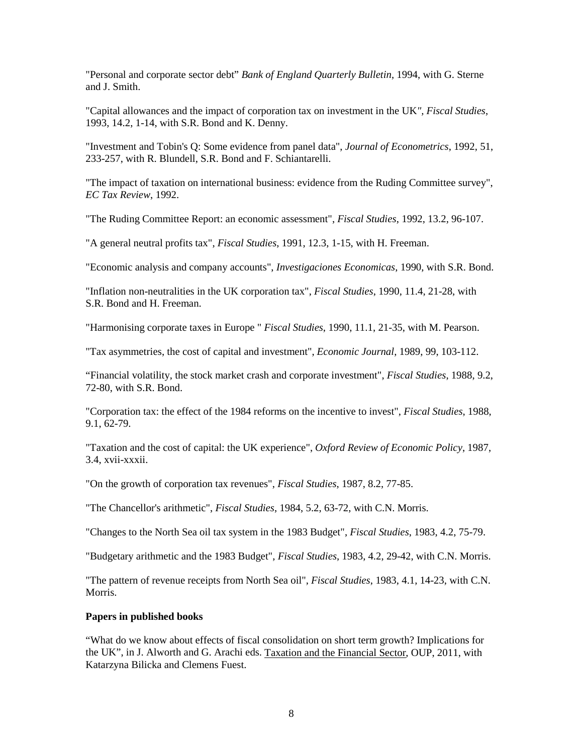"Personal and corporate sector debt" *Bank of England Quarterly Bulletin*, 1994, with G. Sterne and J. Smith.

"Capital allowances and the impact of corporation tax on investment in the UK", *Fiscal Studies*, 1993, 14.2, 1-14, with S.R. Bond and K. Denny.

"Investment and Tobin's Q: Some evidence from panel data", *Journal of Econometrics*, 1992, 51, 233-257, with R. Blundell, S.R. Bond and F. Schiantarelli.

"The impact of taxation on international business: evidence from the Ruding Committee survey", *EC Tax Review*, 1992.

"The Ruding Committee Report: an economic assessment", *Fiscal Studies*, 1992, 13.2, 96-107.

"A general neutral profits tax", *Fiscal Studies*, 1991, 12.3, 1-15, with H. Freeman.

"Economic analysis and company accounts", *Investigaciones Economicas*, 1990, with S.R. Bond.

"Inflation non-neutralities in the UK corporation tax", *Fiscal Studies*, 1990, 11.4, 21-28, with S.R. Bond and H. Freeman.

"Harmonising corporate taxes in Europe " *Fiscal Studies*, 1990, 11.1, 21-35, with M. Pearson.

"Tax asymmetries, the cost of capital and investment", *Economic Journal*, 1989, 99, 103-112.

"Financial volatility, the stock market crash and corporate investment", *Fiscal Studies*, 1988, 9.2, 72-80, with S.R. Bond.

"Corporation tax: the effect of the 1984 reforms on the incentive to invest", *Fiscal Studies*, 1988, 9.1, 62-79.

"Taxation and the cost of capital: the UK experience", *Oxford Review of Economic Policy*, 1987, 3.4, xvii-xxxii.

"On the growth of corporation tax revenues", *Fiscal Studies*, 1987, 8.2, 77-85.

"The Chancellor's arithmetic", *Fiscal Studies*, 1984, 5.2, 63-72, with C.N. Morris.

"Changes to the North Sea oil tax system in the 1983 Budget", *Fiscal Studies*, 1983, 4.2, 75-79.

"Budgetary arithmetic and the 1983 Budget", *Fiscal Studies*, 1983, 4.2, 29-42, with C.N. Morris.

"The pattern of revenue receipts from North Sea oil", *Fiscal Studies*, 1983, 4.1, 14-23, with C.N. Morris.

**Papers in published books**

"What do we know about effects of fiscal consolidation on short term growth? Implications for the UK", in J. Alworth and G. Arachi eds. Taxation and the Financial Sector, OUP, 2011, with Katarzyna Bilicka and Clemens Fuest.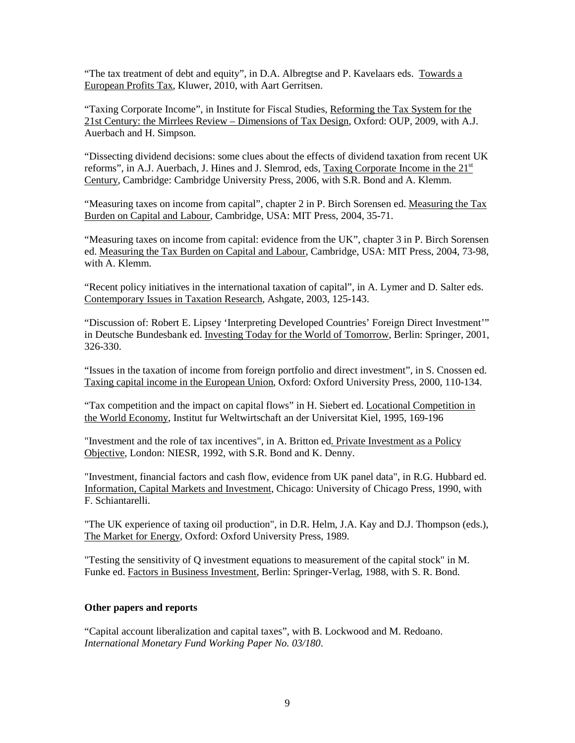"The tax treatment of debt and equity", in D.A. Albregtse and P. Kavelaars eds. Towards a European Profits Tax, Kluwer, 2010, with Aart Gerritsen.

"Taxing Corporate Income", in Institute for Fiscal Studies, Reforming the Tax System for the 21st Century: the Mirrlees Review – Dimensions of Tax Design, Oxford: OUP, 2009, with A.J. Auerbach and H. Simpson.

"Dissecting dividend decisions: some clues about the effects of dividend taxation from recent UK reforms", in A.J. Auerbach, J. Hines and J. Slemrod, eds, Taxing Corporate Income in the 21st Century, Cambridge: Cambridge University Press, 2006, with S.R. Bond and A. Klemm.

"Measuring taxes on income from capital", chapter 2 in P. Birch Sorensen ed. Measuring the Tax Burden on Capital and Labour, Cambridge, USA: MIT Press, 2004, 35-71.

"Measuring taxes on income from capital: evidence from the UK", chapter 3 in P. Birch Sorensen ed. Measuring the Tax Burden on Capital and Labour, Cambridge, USA: MIT Press, 2004, 73-98, with A. Klemm.

"Recent policy initiatives in the international taxation of capital", in A. Lymer and D. Salter eds. Contemporary Issues in Taxation Research, Ashgate, 2003, 125-143.

"Discussion of: Robert E. Lipsey 'Interpreting Developed Countries' Foreign Direct Investment'" in Deutsche Bundesbank ed. Investing Today for the World of Tomorrow, Berlin: Springer, 2001, 326-330.

"Issues in the taxation of income from foreign portfolio and direct investment", in S. Cnossen ed. Taxing capital income in the European Union, Oxford: Oxford University Press, 2000, 110-134.

"Tax competition and the impact on capital flows" in H. Siebert ed. Locational Competition in the World Economy, Institut fur Weltwirtschaft an der Universitat Kiel, 1995, 169-196

"Investment and the role of tax incentives", in A. Britton ed. Private Investment as a Policy Objective, London: NIESR, 1992, with S.R. Bond and K. Denny.

"Investment, financial factors and cash flow, evidence from UK panel data", in R.G. Hubbard ed. Information, Capital Markets and Investment, Chicago: University of Chicago Press, 1990, with F. Schiantarelli.

"The UK experience of taxing oil production", in D.R. Helm, J.A. Kay and D.J. Thompson (eds.), The Market for Energy, Oxford: Oxford University Press, 1989.

"Testing the sensitivity of Q investment equations to measurement of the capital stock" in M. Funke ed. Factors in Business Investment, Berlin: Springer-Verlag, 1988, with S. R. Bond.

**Other papers and reports**

"Capital account liberalization and capital taxes", with B. Lockwood and M. Redoano. *International Monetary Fund Working Paper No. 03/180*.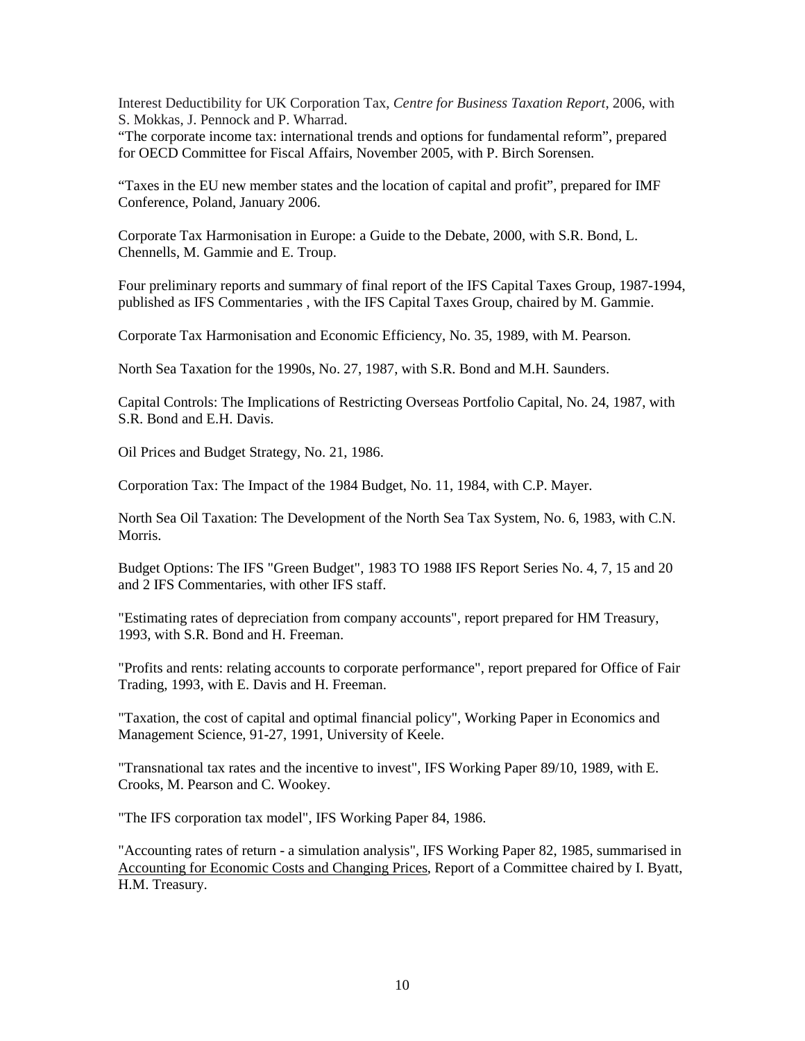Interest Deductibility for UK Corporation Tax, *Centre for Business Taxation Report*, 2006, with S. Mokkas, J. Pennock and P. Wharrad.
"The corporate income tax: international trends and options for fundamental reform", prepared for OECD Committee for Fiscal Affairs, November 2005, with P. Birch Sorensen.

"Taxes in the EU new member states and the location of capital and profit", prepared for IMF Conference, Poland, January 2006.

Corporate Tax Harmonisation in Europe: a Guide to the Debate, 2000, with S.R. Bond, L. Chennells, M. Gammie and E. Troup.

Four preliminary reports and summary of final report of the IFS Capital Taxes Group, 1987-1994, published as IFS Commentaries , with the IFS Capital Taxes Group, chaired by M. Gammie.

Corporate Tax Harmonisation and Economic Efficiency, No. 35, 1989, with M. Pearson.

North Sea Taxation for the 1990s, No. 27, 1987, with S.R. Bond and M.H. Saunders.

Capital Controls: The Implications of Restricting Overseas Portfolio Capital, No. 24, 1987, with S.R. Bond and E.H. Davis.

Oil Prices and Budget Strategy, No. 21, 1986.

Corporation Tax: The Impact of the 1984 Budget, No. 11, 1984, with C.P. Mayer.

North Sea Oil Taxation: The Development of the North Sea Tax System, No. 6, 1983, with C.N. Morris.

Budget Options: The IFS "Green Budget", 1983 TO 1988 IFS Report Series No. 4, 7, 15 and 20 and 2 IFS Commentaries, with other IFS staff.

"Estimating rates of depreciation from company accounts", report prepared for HM Treasury, 1993, with S.R. Bond and H. Freeman.

"Profits and rents: relating accounts to corporate performance", report prepared for Office of Fair Trading, 1993, with E. Davis and H. Freeman.

"Taxation, the cost of capital and optimal financial policy", Working Paper in Economics and Management Science, 91-27, 1991, University of Keele.

"Transnational tax rates and the incentive to invest", IFS Working Paper 89/10, 1989, with E. Crooks, M. Pearson and C. Wookey.

"The IFS corporation tax model", IFS Working Paper 84, 1986.

"Accounting rates of return - a simulation analysis", IFS Working Paper 82, 1985, summarised in Accounting for Economic Costs and Changing Prices, Report of a Committee chaired by I. Byatt, H.M. Treasury.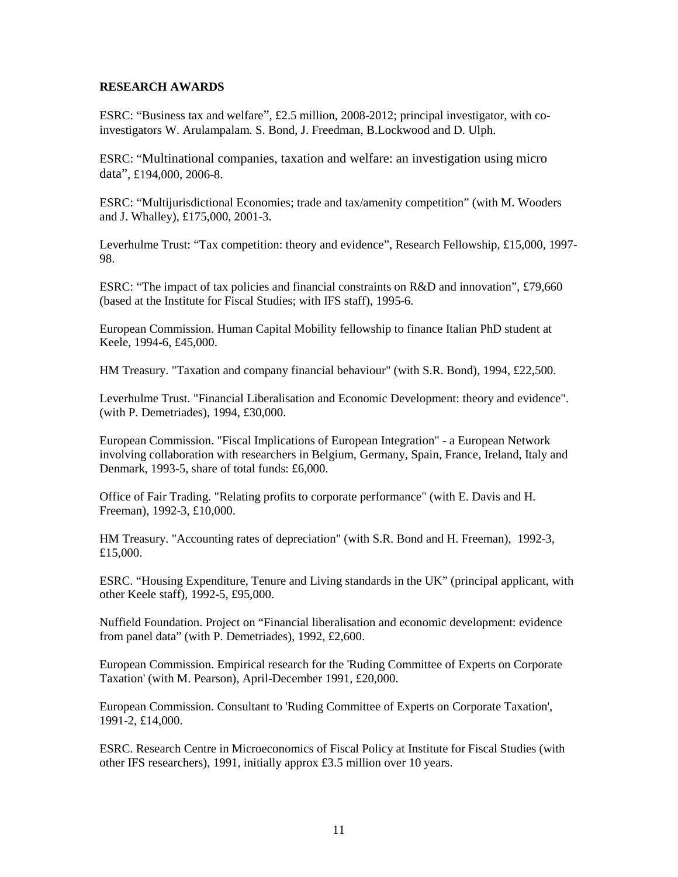## RESEARCH AWARDS

ESRC: "Business tax and welfare", £2.5 million, 2008-2012; principal investigator, with co-investigators W. Arulampalam. S. Bond, J. Freedman, B.Lockwood and D. Ulph.

ESRC: "Multinational companies, taxation and welfare: an investigation using micro data", £194,000, 2006-8.

ESRC: "Multijurisdictional Economies; trade and tax/amenity competition" (with M. Wooders and J. Whalley), £175,000, 2001-3.

Leverhulme Trust: "Tax competition: theory and evidence", Research Fellowship, £15,000, 1997-98.

ESRC: "The impact of tax policies and financial constraints on R&D and innovation", £79,660 (based at the Institute for Fiscal Studies; with IFS staff), 1995-6.

European Commission. Human Capital Mobility fellowship to finance Italian PhD student at Keele, 1994-6, £45,000.

HM Treasury. "Taxation and company financial behaviour" (with S.R. Bond), 1994, £22,500.

Leverhulme Trust. "Financial Liberalisation and Economic Development: theory and evidence". (with P. Demetriades), 1994, £30,000.

European Commission. "Fiscal Implications of European Integration" - a European Network involving collaboration with researchers in Belgium, Germany, Spain, France, Ireland, Italy and Denmark, 1993-5, share of total funds: £6,000.

Office of Fair Trading. "Relating profits to corporate performance" (with E. Davis and H. Freeman), 1992-3, £10,000.

HM Treasury. "Accounting rates of depreciation" (with S.R. Bond and H. Freeman), 1992-3, £15,000.

ESRC. "Housing Expenditure, Tenure and Living standards in the UK" (principal applicant, with other Keele staff), 1992-5, £95,000.

Nuffield Foundation. Project on "Financial liberalisation and economic development: evidence from panel data" (with P. Demetriades), 1992, £2,600.

European Commission. Empirical research for the 'Ruding Committee of Experts on Corporate Taxation' (with M. Pearson), April-December 1991, £20,000.

European Commission. Consultant to 'Ruding Committee of Experts on Corporate Taxation', 1991-2, £14,000.

ESRC. Research Centre in Microeconomics of Fiscal Policy at Institute for Fiscal Studies (with other IFS researchers), 1991, initially approx £3.5 million over 10 years.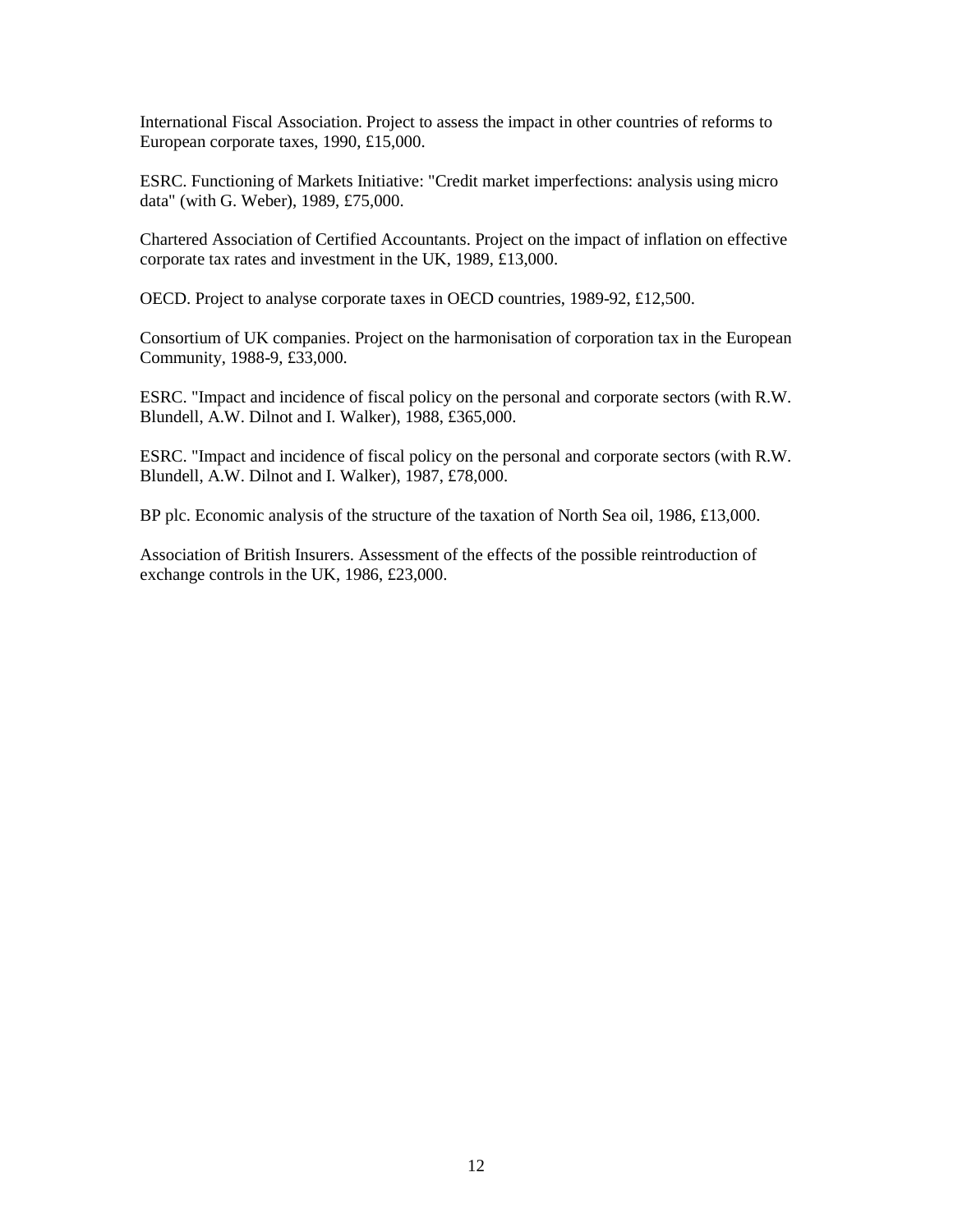International Fiscal Association. Project to assess the impact in other countries of reforms to European corporate taxes, 1990, £15,000.

ESRC. Functioning of Markets Initiative: "Credit market imperfections: analysis using micro data" (with G. Weber), 1989, £75,000.

Chartered Association of Certified Accountants. Project on the impact of inflation on effective corporate tax rates and investment in the UK, 1989, £13,000.

OECD. Project to analyse corporate taxes in OECD countries, 1989-92, £12,500.

Consortium of UK companies. Project on the harmonisation of corporation tax in the European Community, 1988-9, £33,000.

ESRC. "Impact and incidence of fiscal policy on the personal and corporate sectors (with R.W. Blundell, A.W. Dilnot and I. Walker), 1988, £365,000.

ESRC. "Impact and incidence of fiscal policy on the personal and corporate sectors (with R.W. Blundell, A.W. Dilnot and I. Walker), 1987, £78,000.

BP plc. Economic analysis of the structure of the taxation of North Sea oil, 1986, £13,000.

Association of British Insurers. Assessment of the effects of the possible reintroduction of exchange controls in the UK, 1986, £23,000.